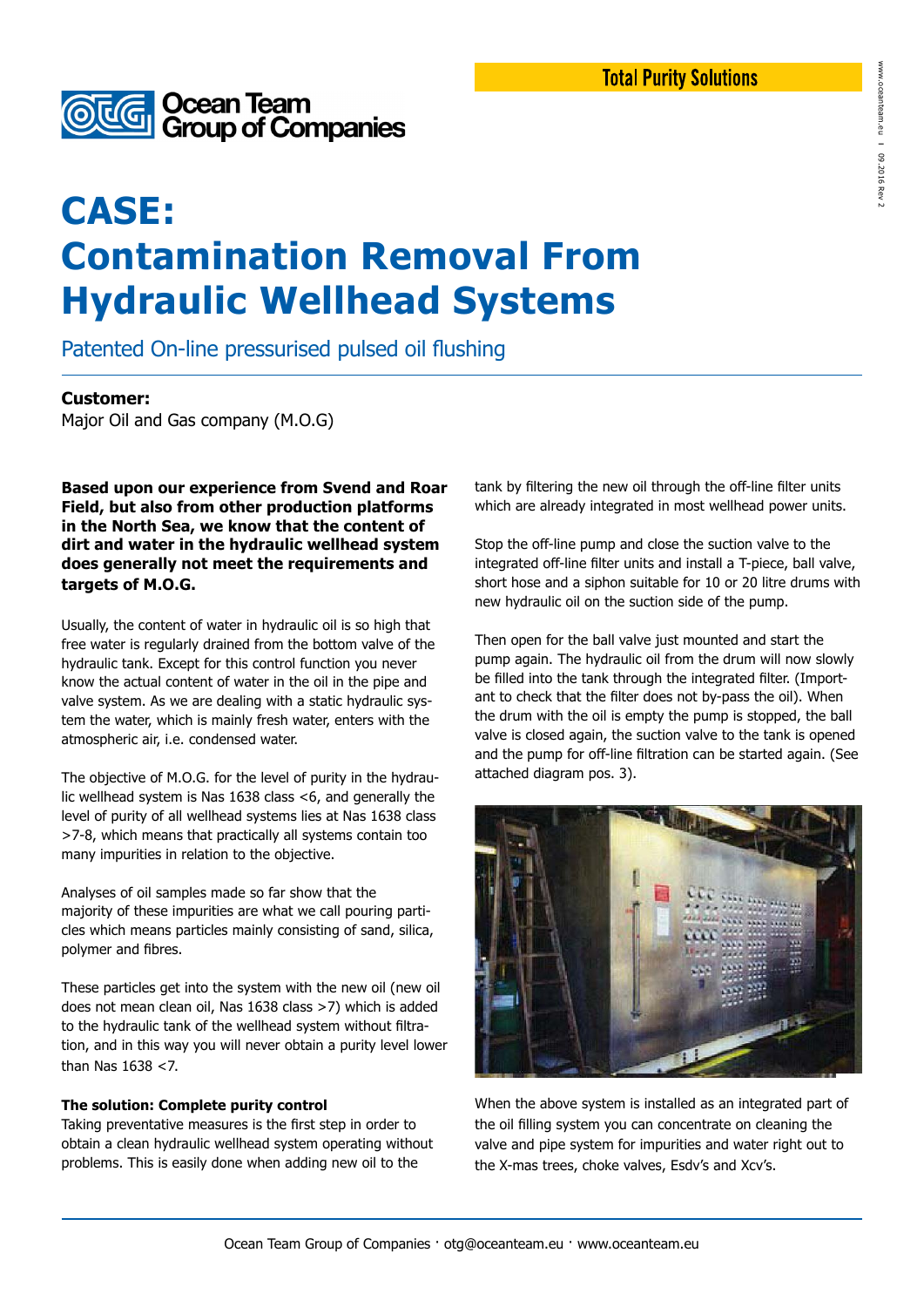Total Purity Solutions

# CASE: Contamination Removal From Hydraulic Wellhead Systems

## Patented On-line pressurised pulsed oil flushing

**Customer:**
Major Oil and Gas company (M.O.G)

**Based upon our experience from Svend and Roar Field, but also from other production platforms in the North Sea, we know that the content of dirt and water in the hydraulic wellhead system does generally not meet the requirements and targets of M.O.G.**

Usually, the content of water in hydraulic oil is so high that free water is regularly drained from the bottom valve of the hydraulic tank. Except for this control function you never know the actual content of water in the oil in the pipe and valve system. As we are dealing with a static hydraulic system the water, which is mainly fresh water, enters with the atmospheric air, i.e. condensed water.

The objective of M.O.G. for the level of purity in the hydraulic wellhead system is Nas 1638 class <6, and generally the level of purity of all wellhead systems lies at Nas 1638 class >7-8, which means that practically all systems contain too many impurities in relation to the objective.

Analyses of oil samples made so far show that the majority of these impurities are what we call pouring particles which means particles mainly consisting of sand, silica, polymer and fibres.

These particles get into the system with the new oil (new oil does not mean clean oil, Nas 1638 class >7) which is added to the hydraulic tank of the wellhead system without filtration, and in this way you will never obtain a purity level lower than Nas 1638 <7.

### The solution: Complete purity control

Taking preventative measures is the first step in order to obtain a clean hydraulic wellhead system operating without problems. This is easily done when adding new oil to the tank by filtering the new oil through the off-line filter units which are already integrated in most wellhead power units.

Stop the off-line pump and close the suction valve to the integrated off-line filter units and install a T-piece, ball valve, short hose and a siphon suitable for 10 or 20 litre drums with new hydraulic oil on the suction side of the pump.

Then open for the ball valve just mounted and start the pump again. The hydraulic oil from the drum will now slowly be filled into the tank through the integrated filter. (Important to check that the filter does not by-pass the oil). When the drum with the oil is empty the pump is stopped, the ball valve is closed again, the suction valve to the tank is opened and the pump for off-line filtration can be started again. (See attached diagram pos. 3).

When the above system is installed as an integrated part of the oil filling system you can concentrate on cleaning the valve and pipe system for impurities and water right out to the X-mas trees, choke valves, Esdv's and Xcv's.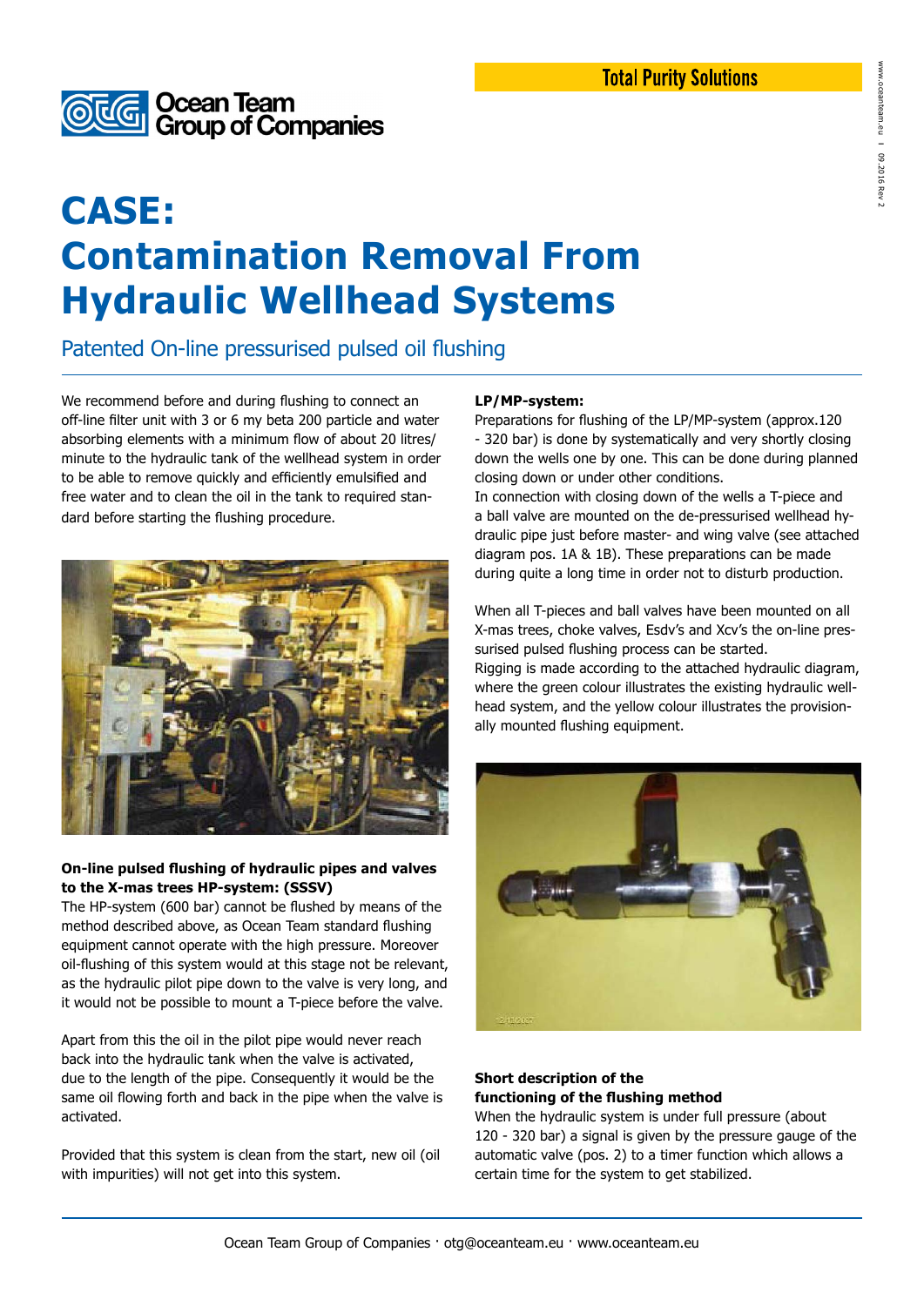Total Purity Solutions

Ocean Team Group of Companies

# CASE: Contamination Removal From Hydraulic Wellhead Systems

## Patented On-line pressurised pulsed oil flushing

We recommend before and during flushing to connect an off-line filter unit with 3 or 6 my beta 200 particle and water absorbing elements with a minimum flow of about 20 litres/minute to the hydraulic tank of the wellhead system in order to be able to remove quickly and efficiently emulsified and free water and to clean the oil in the tank to required standard before starting the flushing procedure.

**On-line pulsed flushing of hydraulic pipes and valves to the X-mas trees HP-system: (SSSV)**

The HP-system (600 bar) cannot be flushed by means of the method described above, as Ocean Team standard flushing equipment cannot operate with the high pressure. Moreover oil-flushing of this system would at this stage not be relevant, as the hydraulic pilot pipe down to the valve is very long, and it would not be possible to mount a T-piece before the valve.

Apart from this the oil in the pilot pipe would never reach back into the hydraulic tank when the valve is activated, due to the length of the pipe. Consequently it would be the same oil flowing forth and back in the pipe when the valve is activated.

Provided that this system is clean from the start, new oil (oil with impurities) will not get into this system.

**LP/MP-system:**

Preparations for flushing of the LP/MP-system (approx.120 - 320 bar) is done by systematically and very shortly closing down the wells one by one. This can be done during planned closing down or under other conditions.

In connection with closing down of the wells a T-piece and a ball valve are mounted on the de-pressurised wellhead hydraulic pipe just before master- and wing valve (see attached diagram pos. 1A & 1B). These preparations can be made during quite a long time in order not to disturb production.

When all T-pieces and ball valves have been mounted on all X-mas trees, choke valves, Esdv's and Xcv's the on-line pressurised pulsed flushing process can be started.

Rigging is made according to the attached hydraulic diagram, where the green colour illustrates the existing hydraulic wellhead system, and the yellow colour illustrates the provisionally mounted flushing equipment.

**Short description of the functioning of the flushing method**

When the hydraulic system is under full pressure (about 120 - 320 bar) a signal is given by the pressure gauge of the automatic valve (pos. 2) to a timer function which allows a certain time for the system to get stabilized.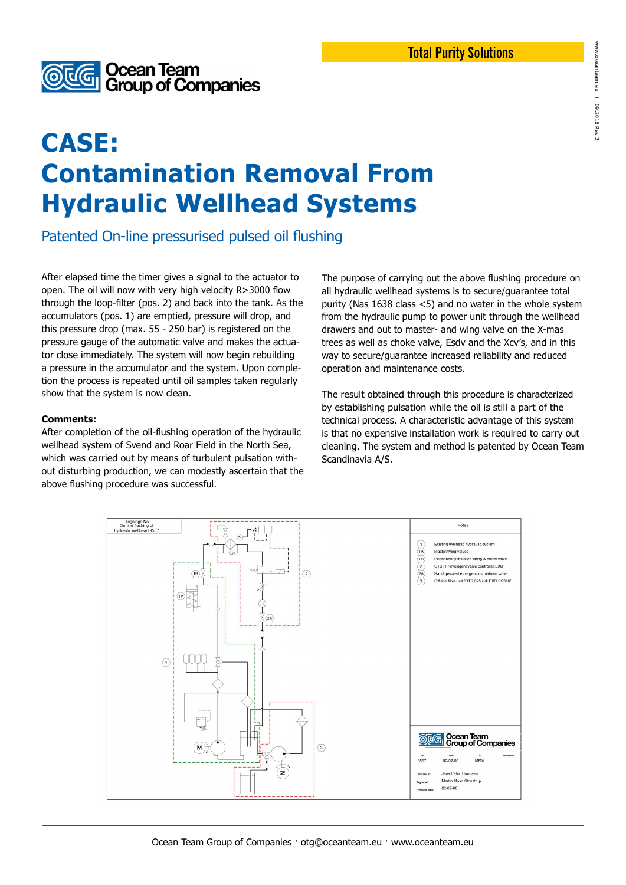Total Purity Solutions

Ocean Team Group of Companies

# CASE: Contamination Removal From Hydraulic Wellhead Systems

## Patented On-line pressurised pulsed oil flushing

After elapsed time the timer gives a signal to the actuator to open. The oil will now with very high velocity R>3000 flow through the loop-filter (pos. 2) and back into the tank. As the accumulators (pos. 1) are emptied, pressure will drop, and this pressure drop (max. 55 - 250 bar) is registered on the pressure gauge of the automatic valve and makes the actuator close immediately. The system will now begin rebuilding a pressure in the accumulator and the system. Upon completion the process is repeated until oil samples taken regularly show that the system is now clean.

**Comments:**
After completion of the oil-flushing operation of the hydraulic wellhead system of Svend and Roar Field in the North Sea, which was carried out by means of turbulent pulsation without disturbing production, we can modestly ascertain that the above flushing procedure was successful.

The purpose of carrying out the above flushing procedure on all hydraulic wellhead systems is to secure/guarantee total purity (Nas 1638 class <5) and no water in the whole system from the hydraulic pump to power unit through the wellhead drawers and out to master- and wing valve on the X-mas trees as well as choke valve, Esdv and the Xcv's, and in this way to secure/guarantee increased reliability and reduced operation and maintenance costs.

The result obtained through this procedure is characterized by establishing pulsation while the oil is still a part of the technical process. A characteristic advantage of this system is that no expensive installation work is required to carry out cleaning. The system and method is patented by Ocean Team Scandinavia A/S.

Tegnings No.: On-line flushing of hydraulic wellhead 9557

Notes

1 Existing wellhead hydraulic system
1A Master/Wing valves
1B Permanently installed fitting & on/off valve
2 OTS.HP-intelligent valve controller.EXD
2A Handoperated emergency shutdown valve
3 Off-line filter unit "OTS.025.cirk.EXD.SS316"

Ocean Team Group of Companies

Nr. 9557 · Dato 02-07-08 · Af MMS · Revideret

Udformet af: Jens Peter Thomsen
Tegnet af: Martin Mose Stenstrup
Fremlagt, dato: 02-07-08

Ocean Team Group of Companies · otg@oceanteam.eu · www.oceanteam.eu